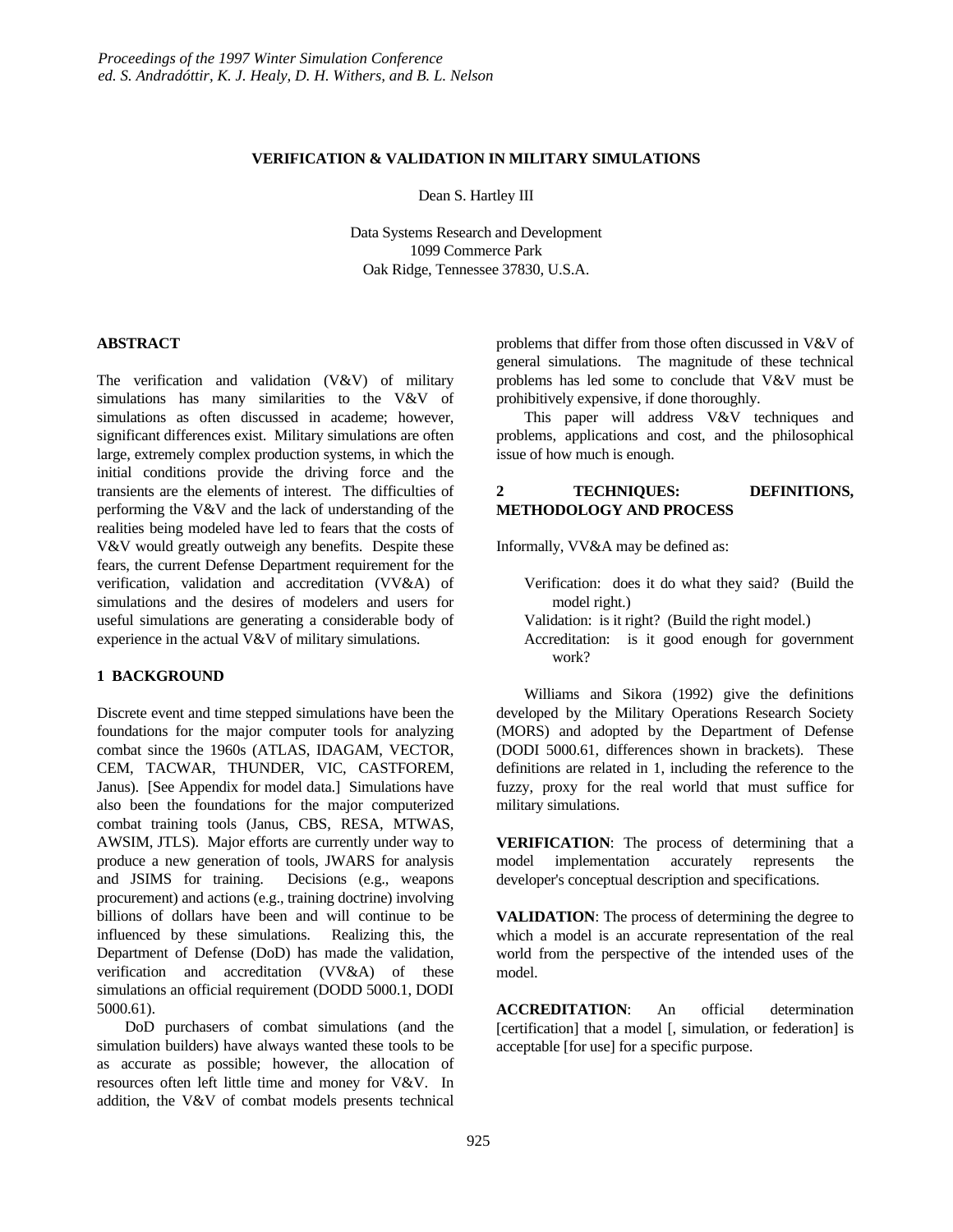*Proceedings of the 1997 Winter Simulation Conference*
*ed. S. Andradóttir, K. J. Healy, D. H. Withers, and B. L. Nelson*

# VERIFICATION & VALIDATION IN MILITARY SIMULATIONS

Dean S. Hartley III

Data Systems Research and Development
1099 Commerce Park
Oak Ridge, Tennessee 37830, U.S.A.

## ABSTRACT

The verification and validation (V&V) of military simulations has many similarities to the V&V of simulations as often discussed in academe; however, significant differences exist. Military simulations are often large, extremely complex production systems, in which the initial conditions provide the driving force and the transients are the elements of interest. The difficulties of performing the V&V and the lack of understanding of the realities being modeled have led to fears that the costs of V&V would greatly outweigh any benefits. Despite these fears, the current Defense Department requirement for the verification, validation and accreditation (VV&A) of simulations and the desires of modelers and users for useful simulations are generating a considerable body of experience in the actual V&V of military simulations.

## 1 BACKGROUND

Discrete event and time stepped simulations have been the foundations for the major computer tools for analyzing combat since the 1960s (ATLAS, IDAGAM, VECTOR, CEM, TACWAR, THUNDER, VIC, CASTFOREM, Janus). [See Appendix for model data.] Simulations have also been the foundations for the major computerized combat training tools (Janus, CBS, RESA, MTWAS, AWSIM, JTLS). Major efforts are currently under way to produce a new generation of tools, JWARS for analysis and JSIMS for training. Decisions (e.g., weapons procurement) and actions (e.g., training doctrine) involving billions of dollars have been and will continue to be influenced by these simulations. Realizing this, the Department of Defense (DoD) has made the validation, verification and accreditation (VV&A) of these simulations an official requirement (DODD 5000.1, DODI 5000.61).

DoD purchasers of combat simulations (and the simulation builders) have always wanted these tools to be as accurate as possible; however, the allocation of resources often left little time and money for V&V. In addition, the V&V of combat models presents technical problems that differ from those often discussed in V&V of general simulations. The magnitude of these technical problems has led some to conclude that V&V must be prohibitively expensive, if done thoroughly.

This paper will address V&V techniques and problems, applications and cost, and the philosophical issue of how much is enough.

## 2 TECHNIQUES: DEFINITIONS, METHODOLOGY AND PROCESS

Informally, VV&A may be defined as:

> Verification: does it do what they said? (Build the model right.)
> Validation: is it right? (Build the right model.)
> Accreditation: is it good enough for government work?

Williams and Sikora (1992) give the definitions developed by the Military Operations Research Society (MORS) and adopted by the Department of Defense (DODI 5000.61, differences shown in brackets). These definitions are related in 1, including the reference to the fuzzy, proxy for the real world that must suffice for military simulations.

**VERIFICATION**: The process of determining that a model implementation accurately represents the developer's conceptual description and specifications.

**VALIDATION**: The process of determining the degree to which a model is an accurate representation of the real world from the perspective of the intended uses of the model.

**ACCREDITATION**: An official determination [certification] that a model [, simulation, or federation] is acceptable [for use] for a specific purpose.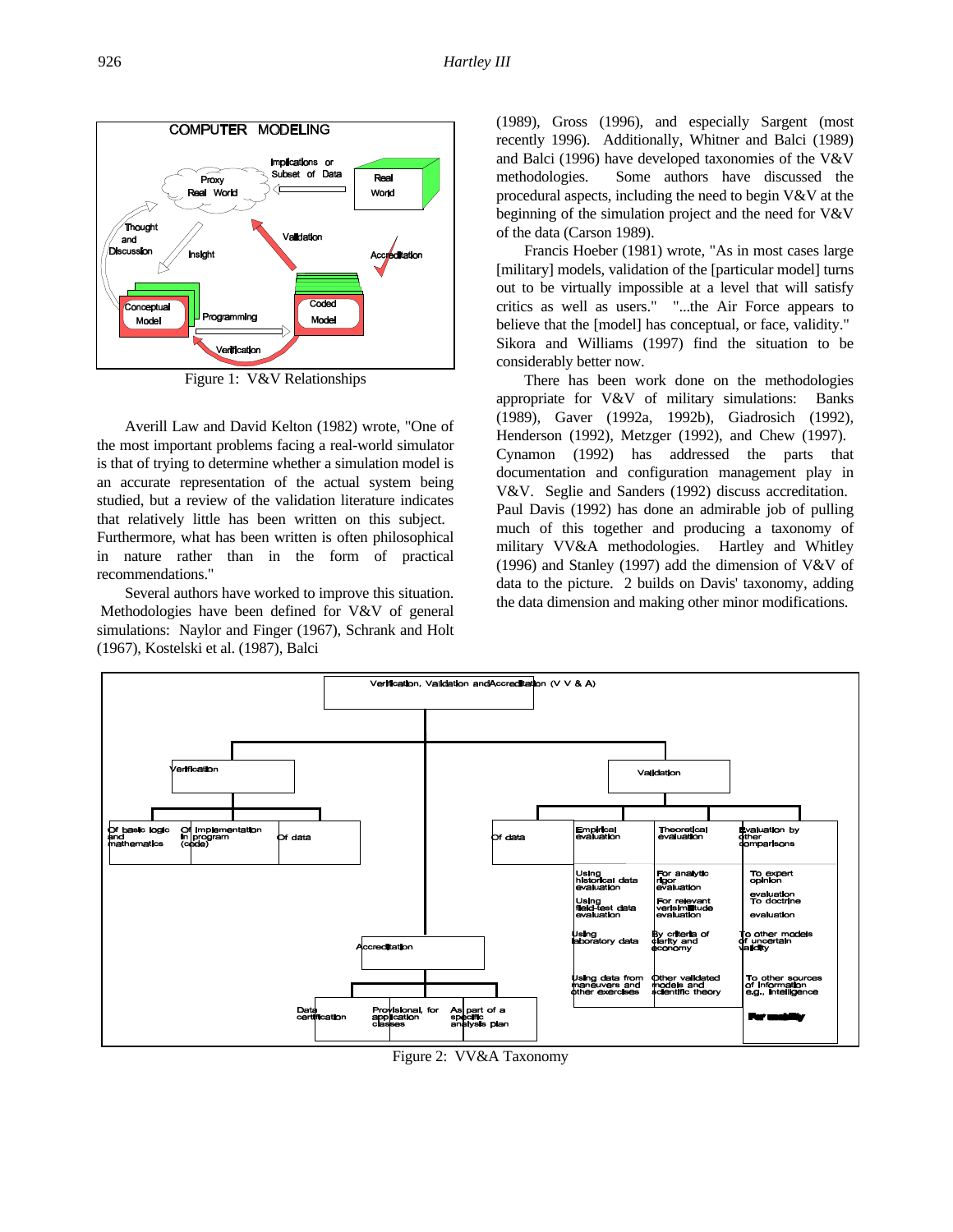Figure 1: V&V Relationships

Averill Law and David Kelton (1982) wrote, "One of the most important problems facing a real-world simulator is that of trying to determine whether a simulation model is an accurate representation of the actual system being studied, but a review of the validation literature indicates that relatively little has been written on this subject. Furthermore, what has been written is often philosophical in nature rather than in the form of practical recommendations."

Several authors have worked to improve this situation. Methodologies have been defined for V&V of general simulations: Naylor and Finger (1967), Schrank and Holt (1967), Kostelski et al. (1987), Balci (1989), Gross (1996), and especially Sargent (most recently 1996). Additionally, Whitner and Balci (1989) and Balci (1996) have developed taxonomies of the V&V methodologies. Some authors have discussed the procedural aspects, including the need to begin V&V at the beginning of the simulation project and the need for V&V of the data (Carson 1989).

Francis Hoeber (1981) wrote, "As in most cases large [military] models, validation of the [particular model] turns out to be virtually impossible at a level that will satisfy critics as well as users." "...the Air Force appears to believe that the [model] has conceptual, or face, validity." Sikora and Williams (1997) find the situation to be considerably better now.

There has been work done on the methodologies appropriate for V&V of military simulations: Banks (1989), Gaver (1992a, 1992b), Giadrosich (1992), Henderson (1992), Metzger (1992), and Chew (1997). Cynamon (1992) has addressed the parts that documentation and configuration management play in V&V. Seglie and Sanders (1992) discuss accreditation. Paul Davis (1992) has done an admirable job of pulling much of this together and producing a taxonomy of military VV&A methodologies. Hartley and Whitley (1996) and Stanley (1997) add the dimension of V&V of data to the picture. 2 builds on Davis' taxonomy, adding the data dimension and making other minor modifications.

Figure 2: VV&A Taxonomy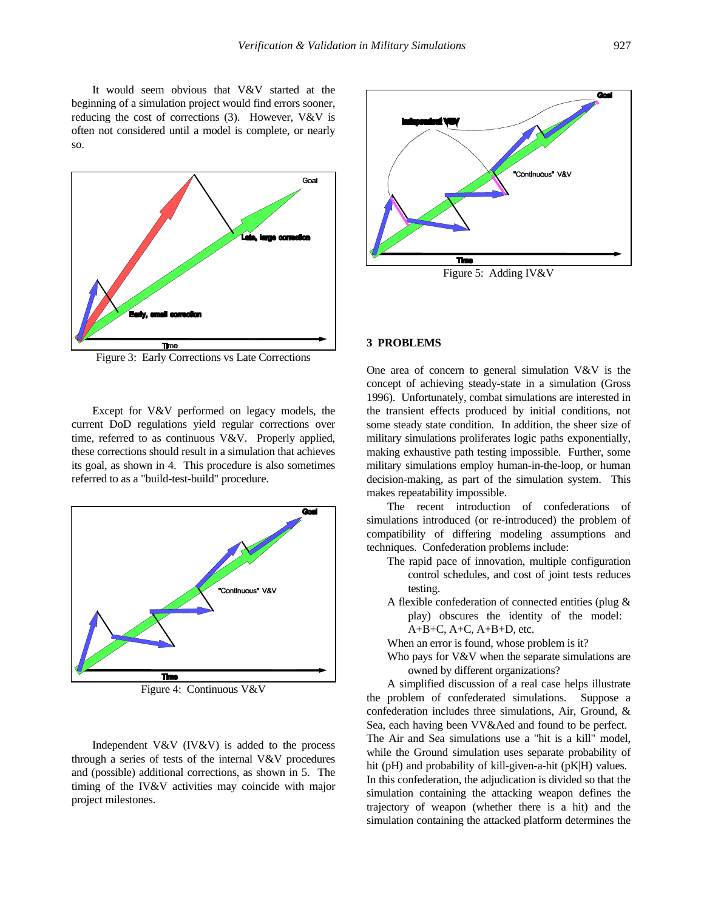It would seem obvious that V&V started at the beginning of a simulation project would find errors sooner, reducing the cost of corrections (3). However, V&V is often not considered until a model is complete, or nearly so.

Figure 3: Early Corrections vs Late Corrections

Except for V&V performed on legacy models, the current DoD regulations yield regular corrections over time, referred to as continuous V&V. Properly applied, these corrections should result in a simulation that achieves its goal, as shown in 4. This procedure is also sometimes referred to as a "build-test-build" procedure.

Figure 4: Continuous V&V

Independent V&V (IV&V) is added to the process through a series of tests of the internal V&V procedures and (possible) additional corrections, as shown in 5. The timing of the IV&V activities may coincide with major project milestones.

Figure 5: Adding IV&V

## 3 PROBLEMS

One area of concern to general simulation V&V is the concept of achieving steady-state in a simulation (Gross 1996). Unfortunately, combat simulations are interested in the transient effects produced by initial conditions, not some steady state condition. In addition, the sheer size of military simulations proliferates logic paths exponentially, making exhaustive path testing impossible. Further, some military simulations employ human-in-the-loop, or human decision-making, as part of the simulation system. This makes repeatability impossible.

The recent introduction of confederations of simulations introduced (or re-introduced) the problem of compatibility of differing modeling assumptions and techniques. Confederation problems include:

- The rapid pace of innovation, multiple configuration control schedules, and cost of joint tests reduces testing.
- A flexible confederation of connected entities (plug & play) obscures the identity of the model: A+B+C, A+C, A+B+D, etc.
- When an error is found, whose problem is it?
- Who pays for V&V when the separate simulations are owned by different organizations?

A simplified discussion of a real case helps illustrate the problem of confederated simulations. Suppose a confederation includes three simulations, Air, Ground, & Sea, each having been VV&Aed and found to be perfect. The Air and Sea simulations use a "hit is a kill" model, while the Ground simulation uses separate probability of hit (pH) and probability of kill-given-a-hit (pK|H) values. In this confederation, the adjudication is divided so that the simulation containing the attacking weapon defines the trajectory of weapon (whether there is a hit) and the simulation containing the attacked platform determines the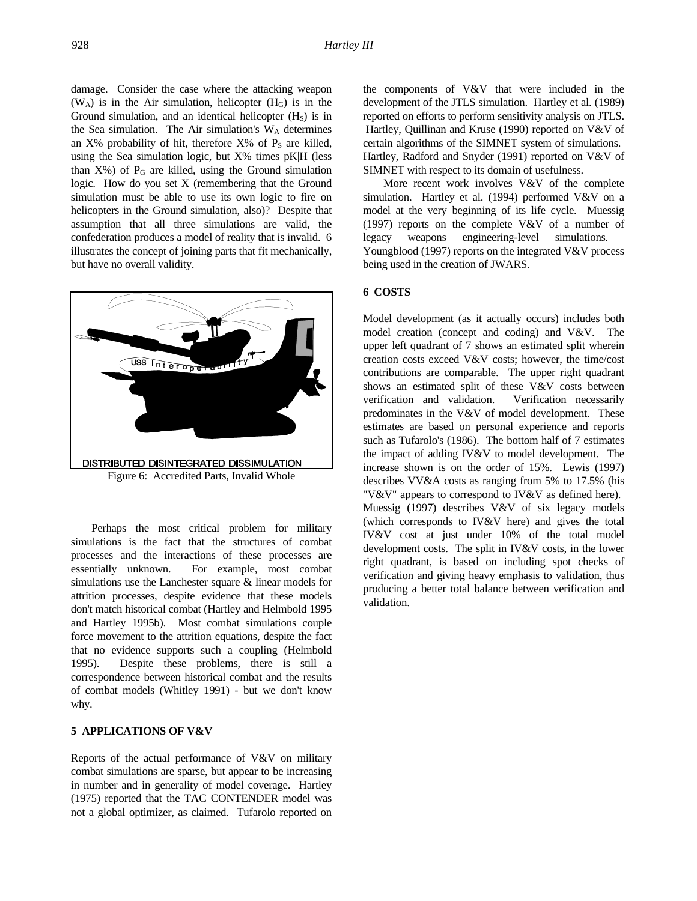damage. Consider the case where the attacking weapon ($W_A$) is in the Air simulation, helicopter ($H_G$) is in the Ground simulation, and an identical helicopter ($H_S$) is in the Sea simulation. The Air simulation's $W_A$ determines an X% probability of hit, therefore X% of $P_S$ are killed, using the Sea simulation logic, but X% times pK|H (less than X%) of $P_G$ are killed, using the Ground simulation logic. How do you set X (remembering that the Ground simulation must be able to use its own logic to fire on helicopters in the Ground simulation, also)? Despite that assumption that all three simulations are valid, the confederation produces a model of reality that is invalid. 6 illustrates the concept of joining parts that fit mechanically, but have no overall validity.

Figure 6: Accredited Parts, Invalid Whole

Perhaps the most critical problem for military simulations is the fact that the structures of combat processes and the interactions of these processes are essentially unknown. For example, most combat simulations use the Lanchester square & linear models for attrition processes, despite evidence that these models don't match historical combat (Hartley and Helmbold 1995 and Hartley 1995b). Most combat simulations couple force movement to the attrition equations, despite the fact that no evidence supports such a coupling (Helmbold 1995). Despite these problems, there is still a correspondence between historical combat and the results of combat models (Whitley 1991) - but we don't know why.

## 5 APPLICATIONS OF V&V

Reports of the actual performance of V&V on military combat simulations are sparse, but appear to be increasing in number and in generality of model coverage. Hartley (1975) reported that the TAC CONTENDER model was not a global optimizer, as claimed. Tufarolo reported on the components of V&V that were included in the development of the JTLS simulation. Hartley et al. (1989) reported on efforts to perform sensitivity analysis on JTLS. Hartley, Quillinan and Kruse (1990) reported on V&V of certain algorithms of the SIMNET system of simulations. Hartley, Radford and Snyder (1991) reported on V&V of SIMNET with respect to its domain of usefulness.

More recent work involves V&V of the complete simulation. Hartley et al. (1994) performed V&V on a model at the very beginning of its life cycle. Muessig (1997) reports on the complete V&V of a number of legacy weapons engineering-level simulations. Youngblood (1997) reports on the integrated V&V process being used in the creation of JWARS.

## 6 COSTS

Model development (as it actually occurs) includes both model creation (concept and coding) and V&V. The upper left quadrant of 7 shows an estimated split wherein creation costs exceed V&V costs; however, the time/cost contributions are comparable. The upper right quadrant shows an estimated split of these V&V costs between verification and validation. Verification necessarily predominates in the V&V of model development. These estimates are based on personal experience and reports such as Tufarolo's (1986). The bottom half of 7 estimates the impact of adding IV&V to model development. The increase shown is on the order of 15%. Lewis (1997) describes VV&A costs as ranging from 5% to 17.5% (his "V&V" appears to correspond to IV&V as defined here). Muessig (1997) describes V&V of six legacy models (which corresponds to IV&V here) and gives the total IV&V cost at just under 10% of the total model development costs. The split in IV&V costs, in the lower right quadrant, is based on including spot checks of verification and giving heavy emphasis to validation, thus producing a better total balance between verification and validation.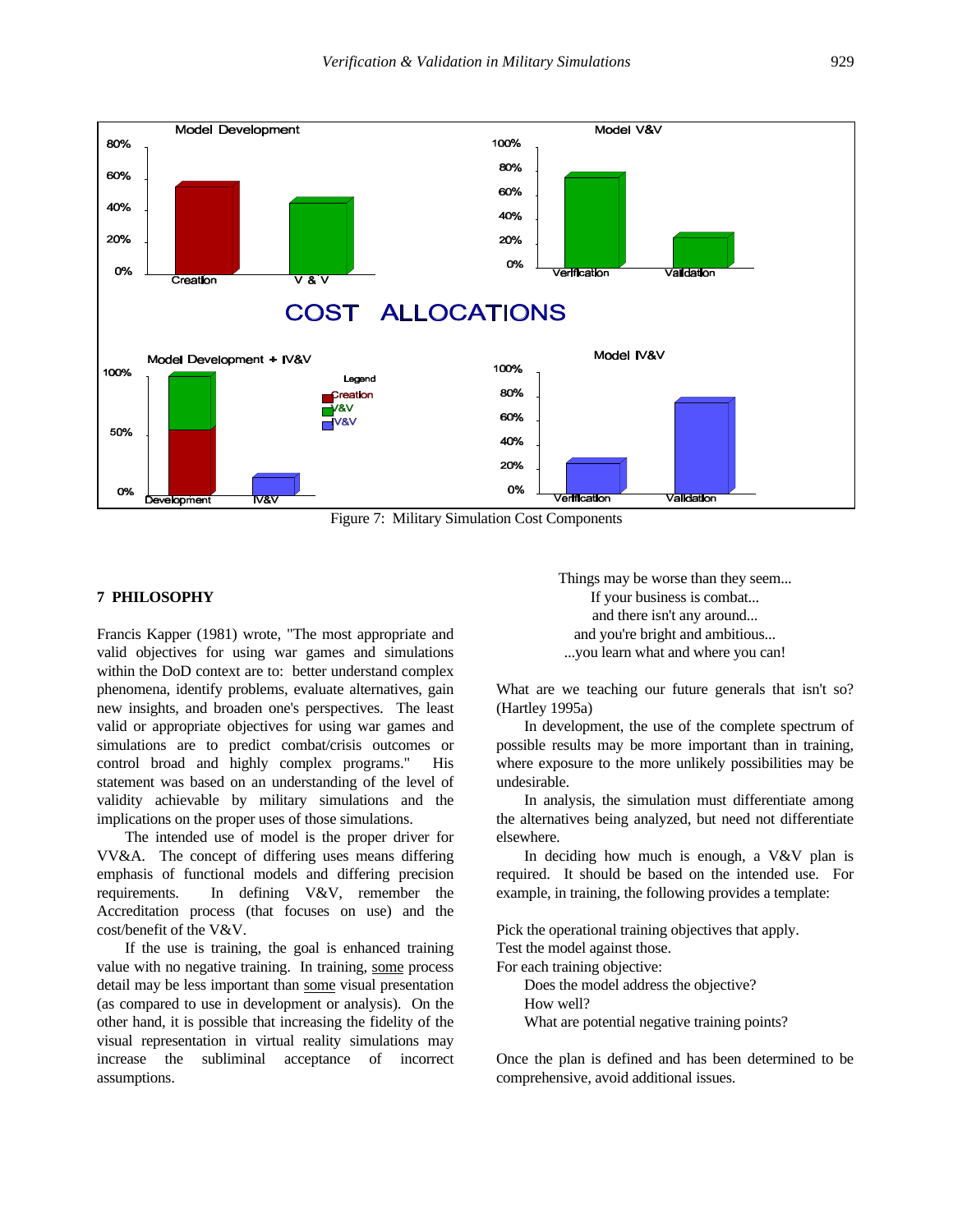Figure 7: Military Simulation Cost Components

## 7 PHILOSOPHY

Francis Kapper (1981) wrote, "The most appropriate and valid objectives for using war games and simulations within the DoD context are to: better understand complex phenomena, identify problems, evaluate alternatives, gain new insights, and broaden one's perspectives. The least valid or appropriate objectives for using war games and simulations are to predict combat/crisis outcomes or control broad and highly complex programs." His statement was based on an understanding of the level of validity achievable by military simulations and the implications on the proper uses of those simulations.

The intended use of model is the proper driver for VV&A. The concept of differing uses means differing emphasis of functional models and differing precision requirements. In defining V&V, remember the Accreditation process (that focuses on use) and the cost/benefit of the V&V.

If the use is training, the goal is enhanced training value with no negative training. In training, some process detail may be less important than some visual presentation (as compared to use in development or analysis). On the other hand, it is possible that increasing the fidelity of the visual representation in virtual reality simulations may increase the subliminal acceptance of incorrect assumptions.

Things may be worse than they seem...
If your business is combat...
and there isn't any around...
and you're bright and ambitious...
...you learn what and where you can!

What are we teaching our future generals that isn't so? (Hartley 1995a)

In development, the use of the complete spectrum of possible results may be more important than in training, where exposure to the more unlikely possibilities may be undesirable.

In analysis, the simulation must differentiate among the alternatives being analyzed, but need not differentiate elsewhere.

In deciding how much is enough, a V&V plan is required. It should be based on the intended use. For example, in training, the following provides a template:

Pick the operational training objectives that apply.
Test the model against those.
For each training objective:
  Does the model address the objective?
  How well?
  What are potential negative training points?

Once the plan is defined and has been determined to be comprehensive, avoid additional issues.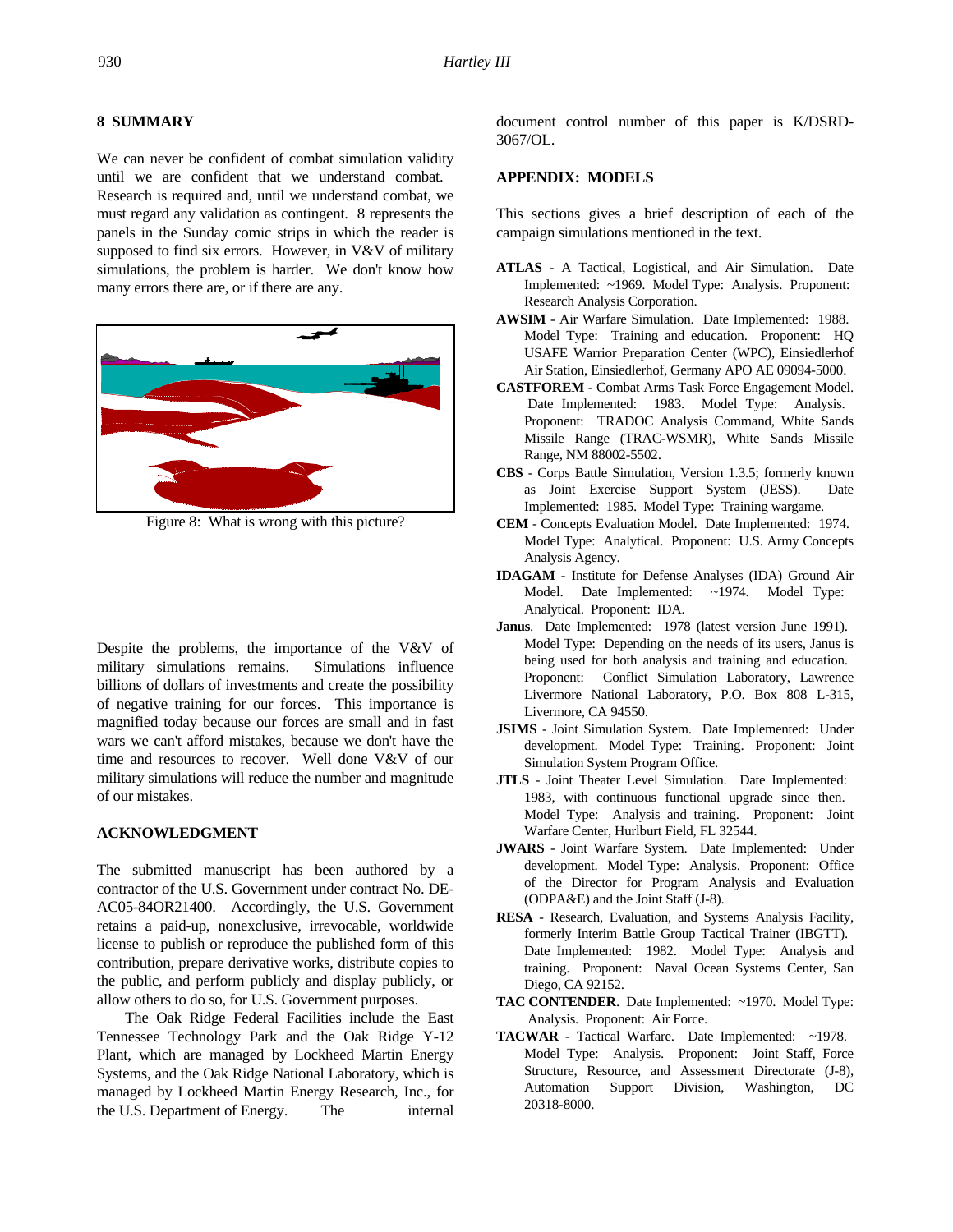## 8 SUMMARY

We can never be confident of combat simulation validity until we are confident that we understand combat. Research is required and, until we understand combat, we must regard any validation as contingent. 8 represents the panels in the Sunday comic strips in which the reader is supposed to find six errors. However, in V&V of military simulations, the problem is harder. We don't know how many errors there are, or if there are any.

Figure 8: What is wrong with this picture?

Despite the problems, the importance of the V&V of military simulations remains. Simulations influence billions of dollars of investments and create the possibility of negative training for our forces. This importance is magnified today because our forces are small and in fast wars we can't afford mistakes, because we don't have the time and resources to recover. Well done V&V of our military simulations will reduce the number and magnitude of our mistakes.

## ACKNOWLEDGMENT

The submitted manuscript has been authored by a contractor of the U.S. Government under contract No. DE-AC05-84OR21400. Accordingly, the U.S. Government retains a paid-up, nonexclusive, irrevocable, worldwide license to publish or reproduce the published form of this contribution, prepare derivative works, distribute copies to the public, and perform publicly and display publicly, or allow others to do so, for U.S. Government purposes.

The Oak Ridge Federal Facilities include the East Tennessee Technology Park and the Oak Ridge Y-12 Plant, which are managed by Lockheed Martin Energy Systems, and the Oak Ridge National Laboratory, which is managed by Lockheed Martin Energy Research, Inc., for the U.S. Department of Energy. The internal document control number of this paper is K/DSRD-3067/OL.

## APPENDIX: MODELS

This sections gives a brief description of each of the campaign simulations mentioned in the text.

**ATLAS** - A Tactical, Logistical, and Air Simulation. Date Implemented: ~1969. Model Type: Analysis. Proponent: Research Analysis Corporation.

**AWSIM** - Air Warfare Simulation. Date Implemented: 1988. Model Type: Training and education. Proponent: HQ USAFE Warrior Preparation Center (WPC), Einsiedlerhof Air Station, Einsiedlerhof, Germany APO AE 09094-5000.

**CASTFOREM** - Combat Arms Task Force Engagement Model. Date Implemented: 1983. Model Type: Analysis. Proponent: TRADOC Analysis Command, White Sands Missile Range (TRAC-WSMR), White Sands Missile Range, NM 88002-5502.

**CBS** - Corps Battle Simulation, Version 1.3.5; formerly known as Joint Exercise Support System (JESS). Date Implemented: 1985. Model Type: Training wargame.

**CEM** - Concepts Evaluation Model. Date Implemented: 1974. Model Type: Analytical. Proponent: U.S. Army Concepts Analysis Agency.

**IDAGAM** - Institute for Defense Analyses (IDA) Ground Air Model. Date Implemented: ~1974. Model Type: Analytical. Proponent: IDA.

**Janus**. Date Implemented: 1978 (latest version June 1991). Model Type: Depending on the needs of its users, Janus is being used for both analysis and training and education. Proponent: Conflict Simulation Laboratory, Lawrence Livermore National Laboratory, P.O. Box 808 L-315, Livermore, CA 94550.

**JSIMS** - Joint Simulation System. Date Implemented: Under development. Model Type: Training. Proponent: Joint Simulation System Program Office.

**JTLS** - Joint Theater Level Simulation. Date Implemented: 1983, with continuous functional upgrade since then. Model Type: Analysis and training. Proponent: Joint Warfare Center, Hurlburt Field, FL 32544.

**JWARS** - Joint Warfare System. Date Implemented: Under development. Model Type: Analysis. Proponent: Office of the Director for Program Analysis and Evaluation (ODPA&E) and the Joint Staff (J-8).

**RESA** - Research, Evaluation, and Systems Analysis Facility, formerly Interim Battle Group Tactical Trainer (IBGTT). Date Implemented: 1982. Model Type: Analysis and training. Proponent: Naval Ocean Systems Center, San Diego, CA 92152.

**TAC CONTENDER**. Date Implemented: ~1970. Model Type: Analysis. Proponent: Air Force.

**TACWAR** - Tactical Warfare. Date Implemented: ~1978. Model Type: Analysis. Proponent: Joint Staff, Force Structure, Resource, and Assessment Directorate (J-8), Automation Support Division, Washington, DC 20318-8000.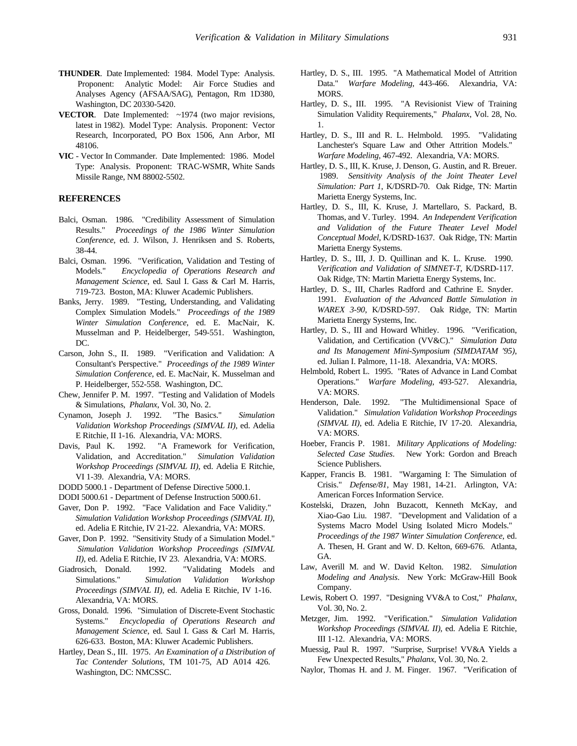**THUNDER**. Date Implemented: 1984. Model Type: Analysis. Proponent: Analytic Model: Air Force Studies and Analyses Agency (AFSAA/SAG), Pentagon, Rm 1D380, Washington, DC 20330-5420.

**VECTOR**. Date Implemented: ~1974 (two major revisions, latest in 1982). Model Type: Analysis. Proponent: Vector Research, Incorporated, PO Box 1506, Ann Arbor, MI 48106.

**VIC** - Vector In Commander. Date Implemented: 1986. Model Type: Analysis. Proponent: TRAC-WSMR, White Sands Missile Range, NM 88002-5502.

## REFERENCES

Balci, Osman. 1986. "Credibility Assessment of Simulation Results." *Proceedings of the 1986 Winter Simulation Conference*, ed. J. Wilson, J. Henriksen and S. Roberts, 38-44.

Balci, Osman. 1996. "Verification, Validation and Testing of Models." *Encyclopedia of Operations Research and Management Science*, ed. Saul I. Gass & Carl M. Harris, 719-723. Boston, MA: Kluwer Academic Publishers.

Banks, Jerry. 1989. "Testing, Understanding, and Validating Complex Simulation Models." *Proceedings of the 1989 Winter Simulation Conference*, ed. E. MacNair, K. Musselman and P. Heidelberger, 549-551. Washington, DC.

Carson, John S., II. 1989. "Verification and Validation: A Consultant's Perspective." *Proceedings of the 1989 Winter Simulation Conference*, ed. E. MacNair, K. Musselman and P. Heidelberger, 552-558. Washington, DC.

Chew, Jennifer P. M. 1997. "Testing and Validation of Models & Simulations, *Phalanx*, Vol. 30, No. 2.

Cynamon, Joseph J. 1992. "The Basics." *Simulation Validation Workshop Proceedings (SIMVAL II)*, ed. Adelia E Ritchie, II 1-16. Alexandria, VA: MORS.

Davis, Paul K. 1992. "A Framework for Verification, Validation, and Accreditation." *Simulation Validation Workshop Proceedings (SIMVAL II)*, ed. Adelia E Ritchie, VI 1-39. Alexandria, VA: MORS.

DODD 5000.1 - Department of Defense Directive 5000.1.

DODI 5000.61 - Department of Defense Instruction 5000.61.

Gaver, Don P. 1992. "Face Validation and Face Validity." *Simulation Validation Workshop Proceedings (SIMVAL II)*, ed. Adelia E Ritchie, IV 21-22. Alexandria, VA: MORS.

Gaver, Don P. 1992. "Sensitivity Study of a Simulation Model." *Simulation Validation Workshop Proceedings (SIMVAL II)*, ed. Adelia E Ritchie, IV 23. Alexandria, VA: MORS.

Giadrosich, Donald. 1992. "Validating Models and Simulations." *Simulation Validation Workshop Proceedings (SIMVAL II)*, ed. Adelia E Ritchie, IV 1-16. Alexandria, VA: MORS.

Gross, Donald. 1996. "Simulation of Discrete-Event Stochastic Systems." *Encyclopedia of Operations Research and Management Science*, ed. Saul I. Gass & Carl M. Harris, 626-633. Boston, MA: Kluwer Academic Publishers.

Hartley, Dean S., III. 1975. *An Examination of a Distribution of Tac Contender Solutions*, TM 101-75, AD A014 426. Washington, DC: NMCSSC.

Hartley, D. S., III. 1995. "A Mathematical Model of Attrition Data." *Warfare Modeling*, 443-466. Alexandria, VA: MORS.

Hartley, D. S., III. 1995. "A Revisionist View of Training Simulation Validity Requirements," *Phalanx*, Vol. 28, No. 1.

Hartley, D. S., III and R. L. Helmbold. 1995. "Validating Lanchester's Square Law and Other Attrition Models." *Warfare Modeling*, 467-492. Alexandria, VA: MORS.

Hartley, D. S., III, K. Kruse, J. Denson, G. Austin, and R. Breuer. 1989. *Sensitivity Analysis of the Joint Theater Level Simulation: Part 1*, K/DSRD-70. Oak Ridge, TN: Martin Marietta Energy Systems, Inc.

Hartley, D. S., III, K. Kruse, J. Martellaro, S. Packard, B. Thomas, and V. Turley. 1994. *An Independent Verification and Validation of the Future Theater Level Model Conceptual Model*, K/DSRD-1637. Oak Ridge, TN: Martin Marietta Energy Systems.

Hartley, D. S., III, J. D. Quillinan and K. L. Kruse. 1990. *Verification and Validation of SIMNET-T*, K/DSRD-117. Oak Ridge, TN: Martin Marietta Energy Systems, Inc.

Hartley, D. S., III, Charles Radford and Cathrine E. Snyder. 1991. *Evaluation of the Advanced Battle Simulation in WAREX 3-90*, K/DSRD-597. Oak Ridge, TN: Martin Marietta Energy Systems, Inc.

Hartley, D. S., III and Howard Whitley. 1996. "Verification, Validation, and Certification (VV&C)." *Simulation Data and Its Management Mini-Symposium (SIMDATAM '95)*, ed. Julian I. Palmore, 11-18. Alexandria, VA: MORS.

Helmbold, Robert L. 1995. "Rates of Advance in Land Combat Operations." *Warfare Modeling*, 493-527. Alexandria, VA: MORS.

Henderson, Dale. 1992. "The Multidimensional Space of Validation." *Simulation Validation Workshop Proceedings (SIMVAL II)*, ed. Adelia E Ritchie, IV 17-20. Alexandria, VA: MORS.

Hoeber, Francis P. 1981. *Military Applications of Modeling: Selected Case Studies*. New York: Gordon and Breach Science Publishers.

Kapper, Francis B. 1981. "Wargaming I: The Simulation of Crisis." *Defense/81*, May 1981, 14-21. Arlington, VA: American Forces Information Service.

Kostelski, Drazen, John Buzacott, Kenneth McKay, and Xiao-Gao Liu. 1987. "Development and Validation of a Systems Macro Model Using Isolated Micro Models." *Proceedings of the 1987 Winter Simulation Conference*, ed. A. Thesen, H. Grant and W. D. Kelton, 669-676. Atlanta, GA.

Law, Averill M. and W. David Kelton. 1982. *Simulation Modeling and Analysis*. New York: McGraw-Hill Book Company.

Lewis, Robert O. 1997. "Designing VV&A to Cost," *Phalanx*, Vol. 30, No. 2.

Metzger, Jim. 1992. "Verification." *Simulation Validation Workshop Proceedings (SIMVAL II)*, ed. Adelia E Ritchie, III 1-12. Alexandria, VA: MORS.

Muessig, Paul R. 1997. "Surprise, Surprise! VV&A Yields a Few Unexpected Results," *Phalanx*, Vol. 30, No. 2.

Naylor, Thomas H. and J. M. Finger. 1967. "Verification of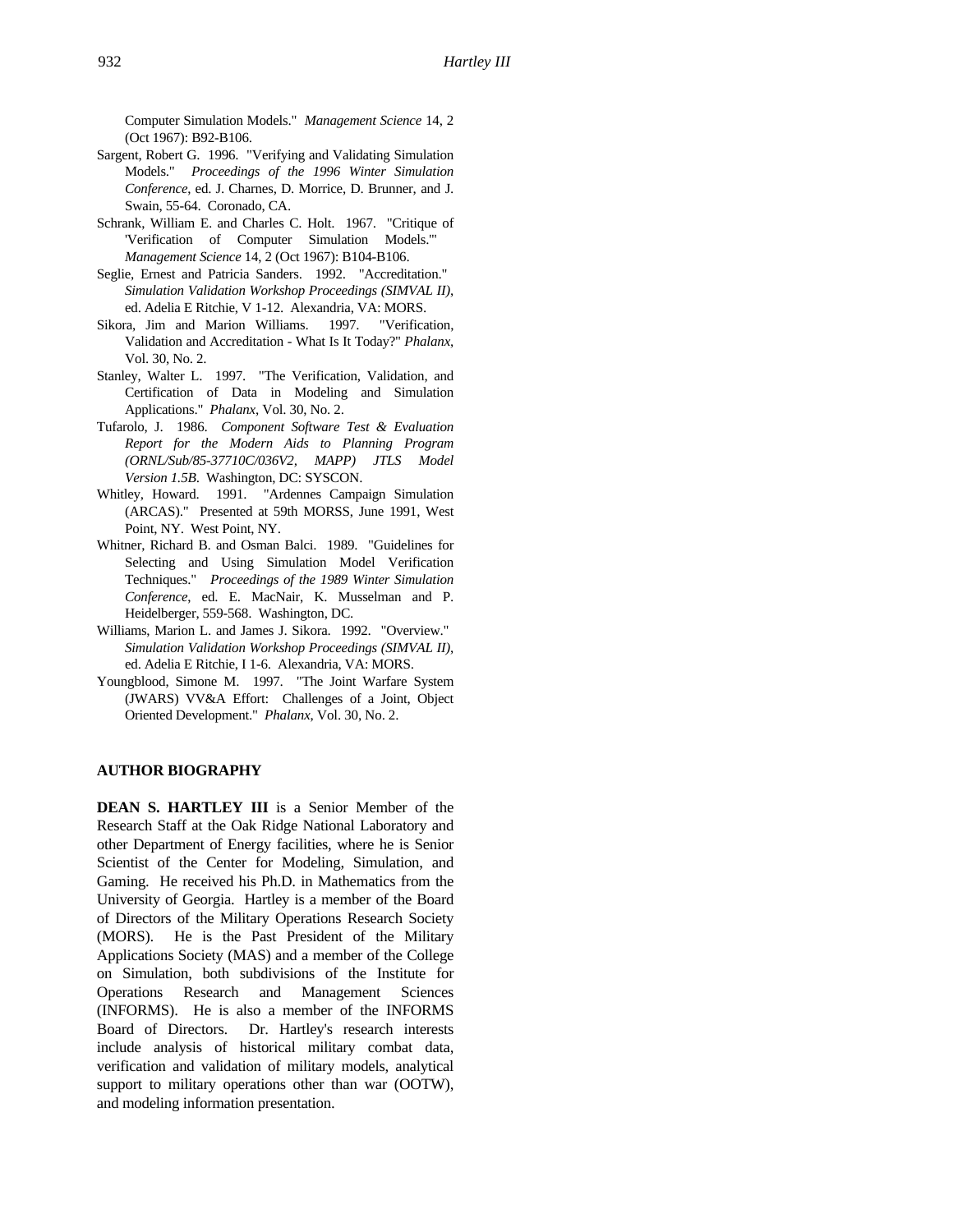Computer Simulation Models." *Management Science* 14, 2 (Oct 1967): B92-B106.

Sargent, Robert G. 1996. "Verifying and Validating Simulation Models." *Proceedings of the 1996 Winter Simulation Conference*, ed. J. Charnes, D. Morrice, D. Brunner, and J. Swain, 55-64. Coronado, CA.

Schrank, William E. and Charles C. Holt. 1967. "Critique of 'Verification of Computer Simulation Models.'" *Management Science* 14, 2 (Oct 1967): B104-B106.

Seglie, Ernest and Patricia Sanders. 1992. "Accreditation." *Simulation Validation Workshop Proceedings (SIMVAL II)*, ed. Adelia E Ritchie, V 1-12. Alexandria, VA: MORS.

Sikora, Jim and Marion Williams. 1997. "Verification, Validation and Accreditation - What Is It Today?" *Phalanx*, Vol. 30, No. 2.

Stanley, Walter L. 1997. "The Verification, Validation, and Certification of Data in Modeling and Simulation Applications." *Phalanx*, Vol. 30, No. 2.

Tufarolo, J. 1986. *Component Software Test & Evaluation Report for the Modern Aids to Planning Program (ORNL/Sub/85-37710C/036V2, MAPP) JTLS Model Version 1.5B*. Washington, DC: SYSCON.

Whitley, Howard. 1991. "Ardennes Campaign Simulation (ARCAS)." Presented at 59th MORSS, June 1991, West Point, NY. West Point, NY.

Whitner, Richard B. and Osman Balci. 1989. "Guidelines for Selecting and Using Simulation Model Verification Techniques." *Proceedings of the 1989 Winter Simulation Conference*, ed. E. MacNair, K. Musselman and P. Heidelberger, 559-568. Washington, DC.

Williams, Marion L. and James J. Sikora. 1992. "Overview." *Simulation Validation Workshop Proceedings (SIMVAL II)*, ed. Adelia E Ritchie, I 1-6. Alexandria, VA: MORS.

Youngblood, Simone M. 1997. "The Joint Warfare System (JWARS) VV&A Effort: Challenges of a Joint, Object Oriented Development." *Phalanx*, Vol. 30, No. 2.

## AUTHOR BIOGRAPHY

**DEAN S. HARTLEY III** is a Senior Member of the Research Staff at the Oak Ridge National Laboratory and other Department of Energy facilities, where he is Senior Scientist of the Center for Modeling, Simulation, and Gaming. He received his Ph.D. in Mathematics from the University of Georgia. Hartley is a member of the Board of Directors of the Military Operations Research Society (MORS). He is the Past President of the Military Applications Society (MAS) and a member of the College on Simulation, both subdivisions of the Institute for Operations Research and Management Sciences (INFORMS). He is also a member of the INFORMS Board of Directors. Dr. Hartley's research interests include analysis of historical military combat data, verification and validation of military models, analytical support to military operations other than war (OOTW), and modeling information presentation.